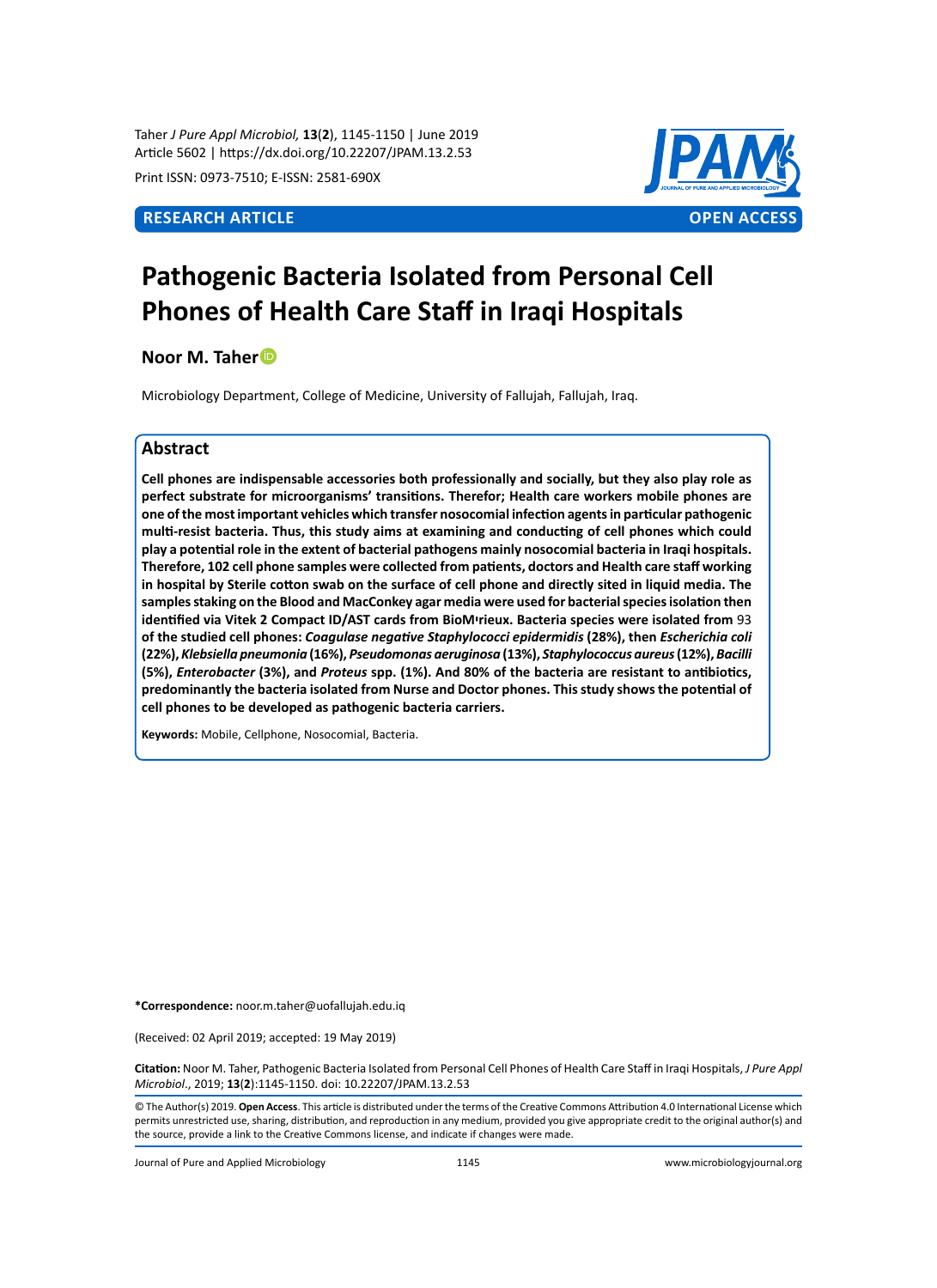RESEARCH ARTICLE OPEN ACCESS

# Pathogenic Bacteria Isolated from Personal Cell Phones of Health Care Staff in Iraqi Hospitals

**Noor M. Taher**

Microbiology Department, College of Medicine, University of Fallujah, Fallujah, Iraq.

## Abstract

**Cell phones are indispensable accessories both professionally and socially, but they also play role as perfect substrate for microorganisms' transitions. Therefor; Health care workers mobile phones are one of the most important vehicles which transfer nosocomial infection agents in particular pathogenic multi-resist bacteria. Thus, this study aims at examining and conducting of cell phones which could play a potential role in the extent of bacterial pathogens mainly nosocomial bacteria in Iraqi hospitals. Therefore, 102 cell phone samples were collected from patients, doctors and Health care staff working in hospital by Sterile cotton swab on the surface of cell phone and directly sited in liquid media. The samples staking on the Blood and MacConkey agar media were used for bacterial species isolation then identified via Vitek 2 Compact ID/AST cards from BioMꞌrieux. Bacteria species were isolated from** 93 **of the studied cell phones: *Coagulase negative Staphylococci epidermidis* (28%), then *Escherichia coli* (22%), *Klebsiella pneumonia* (16%), *Pseudomonas aeruginosa* (13%), *Staphylococcus aureus* (12%), *Bacilli* (5%), *Enterobacter* (3%), and *Proteus* spp. (1%). And 80% of the bacteria are resistant to antibiotics, predominantly the bacteria isolated from Nurse and Doctor phones. This study shows the potential of cell phones to be developed as pathogenic bacteria carriers.**

**Keywords:** Mobile, Cellphone, Nosocomial, Bacteria.

**\*Correspondence:** noor.m.taher@uofallujah.edu.iq

(Received: 02 April 2019; accepted: 19 May 2019)

**Citation:** Noor M. Taher, Pathogenic Bacteria Isolated from Personal Cell Phones of Health Care Staff in Iraqi Hospitals, *J Pure Appl Microbiol*., 2019; **13**(**2**):1145-1150. doi: 10.22207/JPAM.13.2.53

© The Author(s) 2019. **Open Access**. This article is distributed under the terms of the Creative Commons Attribution 4.0 International License which permits unrestricted use, sharing, distribution, and reproduction in any medium, provided you give appropriate credit to the original author(s) and the source, provide a link to the Creative Commons license, and indicate if changes were made.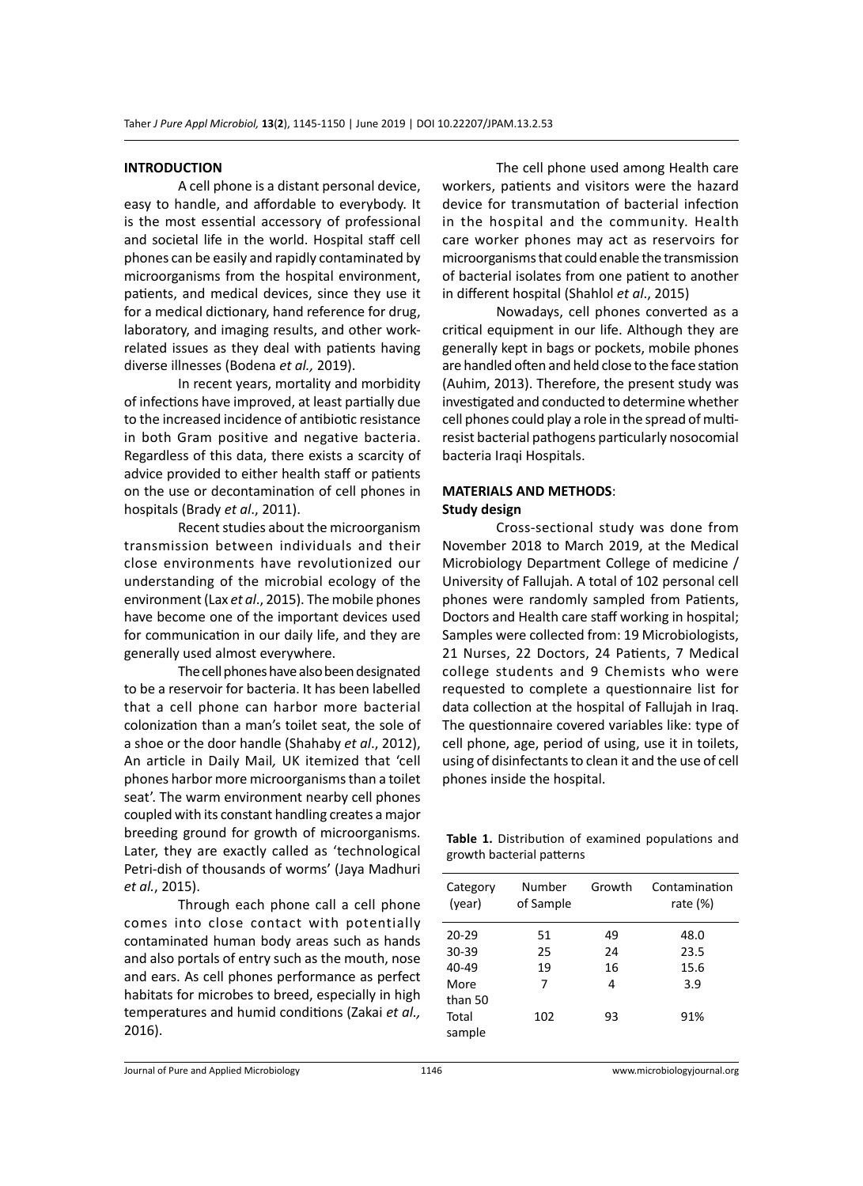## INTRODUCTION

A cell phone is a distant personal device, easy to handle, and affordable to everybody. It is the most essential accessory of professional and societal life in the world. Hospital staff cell phones can be easily and rapidly contaminated by microorganisms from the hospital environment, patients, and medical devices, since they use it for a medical dictionary, hand reference for drug, laboratory, and imaging results, and other work-related issues as they deal with patients having diverse illnesses (Bodena *et al.,* 2019).

In recent years, mortality and morbidity of infections have improved, at least partially due to the increased incidence of antibiotic resistance in both Gram positive and negative bacteria. Regardless of this data, there exists a scarcity of advice provided to either health staff or patients on the use or decontamination of cell phones in hospitals (Brady *et al*., 2011).

Recent studies about the microorganism transmission between individuals and their close environments have revolutionized our understanding of the microbial ecology of the environment (Lax *et al*., 2015). The mobile phones have become one of the important devices used for communication in our daily life, and they are generally used almost everywhere.

The cell phones have also been designated to be a reservoir for bacteria. It has been labelled that a cell phone can harbor more bacterial colonization than a man's toilet seat, the sole of a shoe or the door handle (Shahaby *et al*., 2012), An article in Daily Mail*,* UK itemized that 'cell phones harbor more microorganisms than a toilet seat'. The warm environment nearby cell phones coupled with its constant handling creates a major breeding ground for growth of microorganisms. Later, they are exactly called as 'technological Petri-dish of thousands of worms' (Jaya Madhuri *et al.*, 2015).

Through each phone call a cell phone comes into close contact with potentially contaminated human body areas such as hands and also portals of entry such as the mouth, nose and ears. As cell phones performance as perfect habitats for microbes to breed, especially in high temperatures and humid conditions (Zakai *et al.,* 2016).

The cell phone used among Health care workers, patients and visitors were the hazard device for transmutation of bacterial infection in the hospital and the community. Health care worker phones may act as reservoirs for microorganisms that could enable the transmission of bacterial isolates from one patient to another in different hospital (Shahlol *et al*., 2015)

Nowadays, cell phones converted as a critical equipment in our life. Although they are generally kept in bags or pockets, mobile phones are handled often and held close to the face station (Auhim, 2013). Therefore, the present study was investigated and conducted to determine whether cell phones could play a role in the spread of multi-resist bacterial pathogens particularly nosocomial bacteria Iraqi Hospitals.

## MATERIALS AND METHODS:

### Study design

Cross-sectional study was done from November 2018 to March 2019, at the Medical Microbiology Department College of medicine / University of Fallujah. A total of 102 personal cell phones were randomly sampled from Patients, Doctors and Health care staff working in hospital; Samples were collected from: 19 Microbiologists, 21 Nurses, 22 Doctors, 24 Patients, 7 Medical college students and 9 Chemists who were requested to complete a questionnaire list for data collection at the hospital of Fallujah in Iraq. The questionnaire covered variables like: type of cell phone, age, period of using, use it in toilets, using of disinfectants to clean it and the use of cell phones inside the hospital.

**Table 1.** Distribution of examined populations and growth bacterial patterns

| Category (year) | Number of Sample | Growth | Contamination rate (%) |
|---|---|---|---|
| 20-29 | 51 | 49 | 48.0 |
| 30-39 | 25 | 24 | 23.5 |
| 40-49 | 19 | 16 | 15.6 |
| More than 50 | 7 | 4 | 3.9 |
| Total sample | 102 | 93 | 91% |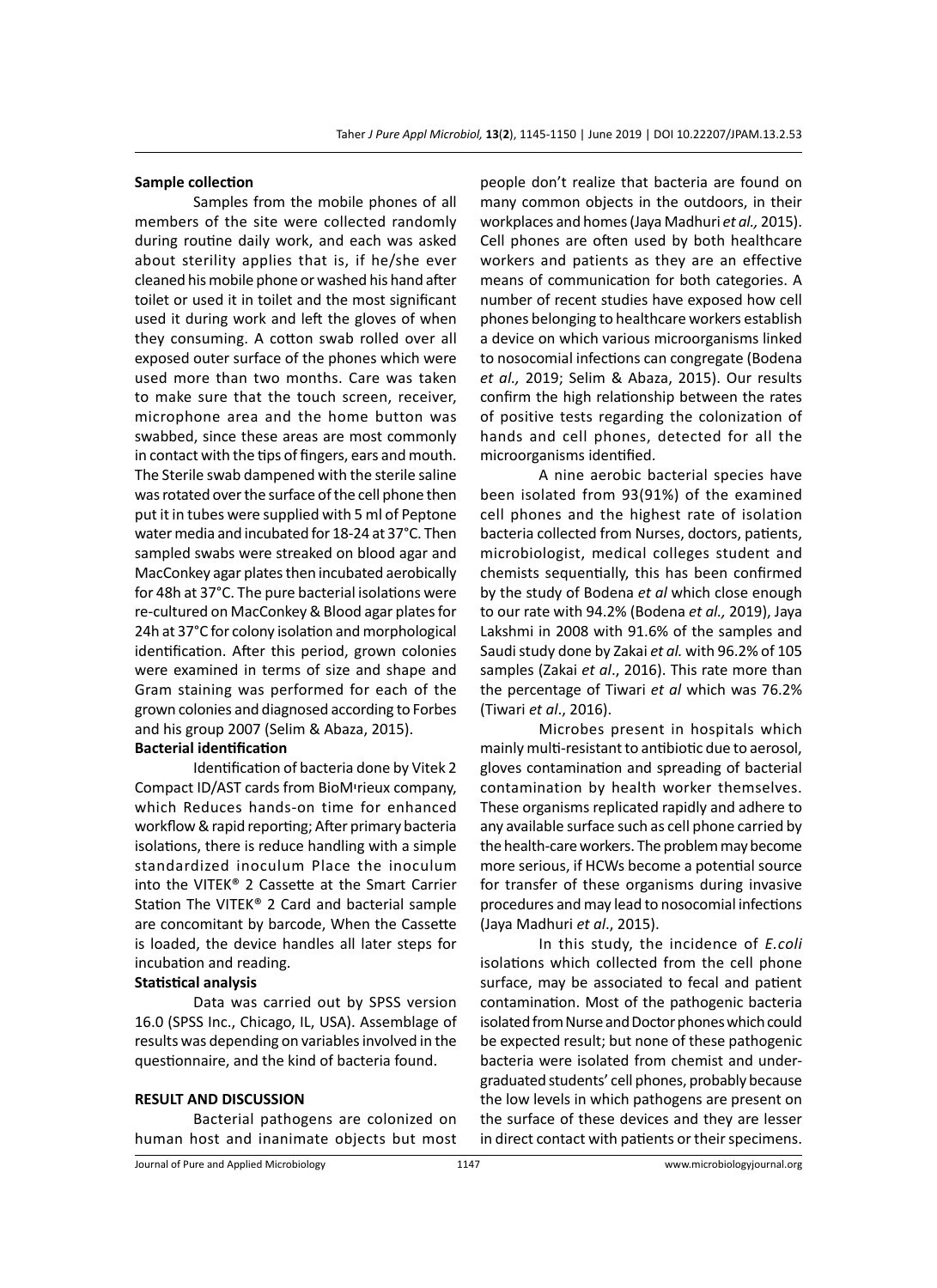**Sample collection**

Samples from the mobile phones of all members of the site were collected randomly during routine daily work, and each was asked about sterility applies that is, if he/she ever cleaned his mobile phone or washed his hand after toilet or used it in toilet and the most significant used it during work and left the gloves of when they consuming. A cotton swab rolled over all exposed outer surface of the phones which were used more than two months. Care was taken to make sure that the touch screen, receiver, microphone area and the home button was swabbed, since these areas are most commonly in contact with the tips of fingers, ears and mouth. The Sterile swab dampened with the sterile saline was rotated over the surface of the cell phone then put it in tubes were supplied with 5 ml of Peptone water media and incubated for 18-24 at 37°C. Then sampled swabs were streaked on blood agar and MacConkey agar plates then incubated aerobically for 48h at 37°C. The pure bacterial isolations were re-cultured on MacConkey & Blood agar plates for 24h at 37°C for colony isolation and morphological identification. After this period, grown colonies were examined in terms of size and shape and Gram staining was performed for each of the grown colonies and diagnosed according to Forbes and his group 2007 (Selim & Abaza, 2015).

**Bacterial identification**

Identification of bacteria done by Vitek 2 Compact ID/AST cards from BioMᶦrieux company, which Reduces hands-on time for enhanced workflow & rapid reporting; After primary bacteria isolations, there is reduce handling with a simple standardized inoculum Place the inoculum into the VITEK® 2 Cassette at the Smart Carrier Station The VITEK® 2 Card and bacterial sample are concomitant by barcode, When the Cassette is loaded, the device handles all later steps for incubation and reading.

**Statistical analysis**

Data was carried out by SPSS version 16.0 (SPSS Inc., Chicago, IL, USA). Assemblage of results was depending on variables involved in the questionnaire, and the kind of bacteria found.

## RESULT AND DISCUSSION

Bacterial pathogens are colonized on human host and inanimate objects but most people don't realize that bacteria are found on many common objects in the outdoors, in their workplaces and homes (Jaya Madhuri *et al.,* 2015). Cell phones are often used by both healthcare workers and patients as they are an effective means of communication for both categories. A number of recent studies have exposed how cell phones belonging to healthcare workers establish a device on which various microorganisms linked to nosocomial infections can congregate (Bodena *et al.,* 2019; Selim & Abaza, 2015). Our results confirm the high relationship between the rates of positive tests regarding the colonization of hands and cell phones, detected for all the microorganisms identified.

A nine aerobic bacterial species have been isolated from 93(91%) of the examined cell phones and the highest rate of isolation bacteria collected from Nurses, doctors, patients, microbiologist, medical colleges student and chemists sequentially, this has been confirmed by the study of Bodena *et al* which close enough to our rate with 94.2% (Bodena *et al.,* 2019), Jaya Lakshmi in 2008 with 91.6% of the samples and Saudi study done by Zakai *et al.* with 96.2% of 105 samples (Zakai *et al*., 2016). This rate more than the percentage of Tiwari *et al* which was 76.2% (Tiwari *et al*., 2016).

Microbes present in hospitals which mainly multi-resistant to antibiotic due to aerosol, gloves contamination and spreading of bacterial contamination by health worker themselves. These organisms replicated rapidly and adhere to any available surface such as cell phone carried by the health-care workers. The problem may become more serious, if HCWs become a potential source for transfer of these organisms during invasive procedures and may lead to nosocomial infections (Jaya Madhuri *et al*., 2015).

In this study, the incidence of *E.coli* isolations which collected from the cell phone surface, may be associated to fecal and patient contamination. Most of the pathogenic bacteria isolated from Nurse and Doctor phones which could be expected result; but none of these pathogenic bacteria were isolated from chemist and under-graduated students' cell phones, probably because the low levels in which pathogens are present on the surface of these devices and they are lesser in direct contact with patients or their specimens.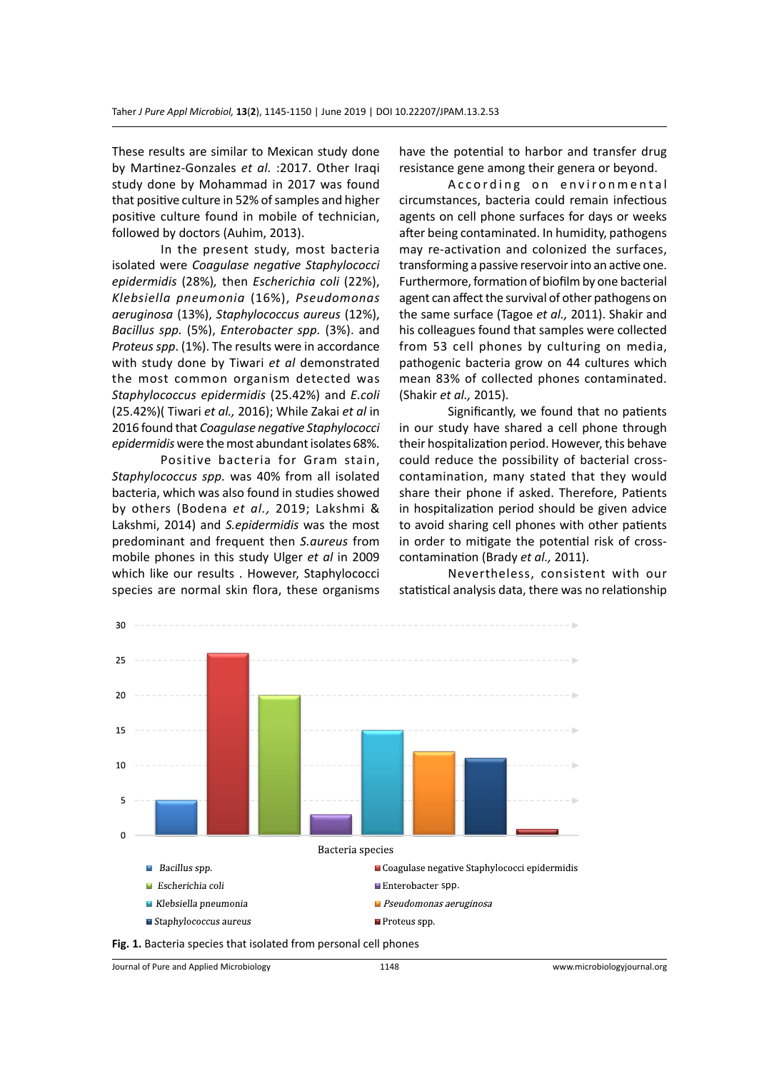These results are similar to Mexican study done by Martinez-Gonzales *et al.* :2017. Other Iraqi study done by Mohammad in 2017 was found that positive culture in 52% of samples and higher positive culture found in mobile of technician, followed by doctors (Auhim, 2013).

In the present study, most bacteria isolated were *Coagulase negative Staphylococci epidermidis* (28%), then *Escherichia coli* (22%), *Klebsiella pneumonia* (16%), *Pseudomonas aeruginosa* (13%), *Staphylococcus aureus* (12%), *Bacillus spp.* (5%), *Enterobacter spp.* (3%). and *Proteus spp*. (1%). The results were in accordance with study done by Tiwari *et al* demonstrated the most common organism detected was *Staphylococcus epidermidis* (25.42%) and *E.coli* (25.42%)( Tiwari *et al.,* 2016); While Zakai *et al* in 2016 found that *Coagulase negative Staphylococci epidermidis* were the most abundant isolates 68%.

Positive bacteria for Gram stain, *Staphylococcus spp.* was 40% from all isolated bacteria, which was also found in studies showed by others (Bodena *et al.,* 2019; Lakshmi & Lakshmi, 2014) and *S.epidermidis* was the most predominant and frequent then *S.aureus* from mobile phones in this study Ulger *et al* in 2009 which like our results . However, Staphylococci species are normal skin flora, these organisms have the potential to harbor and transfer drug resistance gene among their genera or beyond.

According on environmental circumstances, bacteria could remain infectious agents on cell phone surfaces for days or weeks after being contaminated. In humidity, pathogens may re-activation and colonized the surfaces, transforming a passive reservoir into an active one. Furthermore, formation of biofilm by one bacterial agent can affect the survival of other pathogens on the same surface (Tagoe *et al.,* 2011). Shakir and his colleagues found that samples were collected from 53 cell phones by culturing on media, pathogenic bacteria grow on 44 cultures which mean 83% of collected phones contaminated. (Shakir *et al.,* 2015).

Significantly, we found that no patients in our study have shared a cell phone through their hospitalization period. However, this behave could reduce the possibility of bacterial cross-contamination, many stated that they would share their phone if asked. Therefore, Patients in hospitalization period should be given advice to avoid sharing cell phones with other patients in order to mitigate the potential risk of cross-contamination (Brady *et al.,* 2011).

Nevertheless, consistent with our statistical analysis data, there was no relationship

**Fig. 1.** Bacteria species that isolated from personal cell phones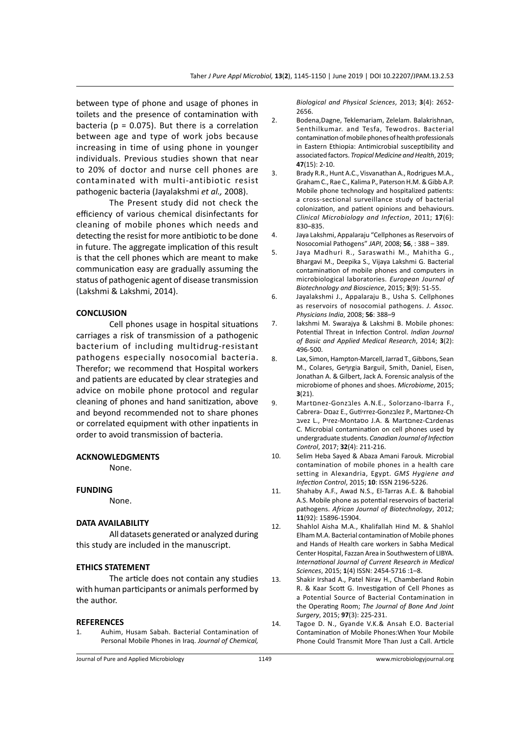between type of phone and usage of phones in toilets and the presence of contamination with bacteria (p = 0.075). But there is a correlation between age and type of work jobs because increasing in time of using phone in younger individuals. Previous studies shown that near to 20% of doctor and nurse cell phones are contaminated with multi-antibiotic resist pathogenic bacteria (Jayalakshmi *et al.,* 2008).

The Present study did not check the efficiency of various chemical disinfectants for cleaning of mobile phones which needs and detecting the resist for more antibiotic to be done in future. The aggregate implication of this result is that the cell phones which are meant to make communication easy are gradually assuming the status of pathogenic agent of disease transmission (Lakshmi & Lakshmi, 2014).

## CONCLUSION

Cell phones usage in hospital situations carriages a risk of transmission of a pathogenic bacterium of including multidrug-resistant pathogens especially nosocomial bacteria. Therefor; we recommend that Hospital workers and patients are educated by clear strategies and advice on mobile phone protocol and regular cleaning of phones and hand sanitization, above and beyond recommended not to share phones or correlated equipment with other inpatients in order to avoid transmission of bacteria.

## ACKNOWLEDGMENTS

None.

## FUNDING

None.

## DATA AVAILABILITY

All datasets generated or analyzed during this study are included in the manuscript.

## ETHICS STATEMENT

The article does not contain any studies with human participants or animals performed by the author.

## REFERENCES

1. Auhim, Husam Sabah. Bacterial Contamination of Personal Mobile Phones in Iraq. *Journal of Chemical, Biological and Physical Sciences*, 2013; **3**(4): 2652-2656.
2. Bodena,Dagne, Teklemariam, Zelelam. Balakrishnan, Senthilkumar. and Tesfa, Tewodros. Bacterial contamination of mobile phones of health professionals in Eastern Ethiopia: Antimicrobial susceptibility and associated factors. *Tropical Medicine and Health*, 2019; **47**(15): 2-10.
3. Brady R.R., Hunt A.C., Visvanathan A., Rodrigues M.A., Graham C., Rae C., Kalima P., Paterson H.M. & Gibb A.P. Mobile phone technology and hospitalized patients: a cross-sectional surveillance study of bacterial colonization, and patient opinions and behaviours. *Clinical Microbiology and Infection*, 2011; **17**(6): 830–835.
4. Jaya Lakshmi, Appalaraju "Cellphones as Reservoirs of Nosocomial Pathogens" *JAPI*, 2008; **56**, : 388 – 389.
5. Jaya Madhuri R., Saraswathi M., Mahitha G., Bhargavi M., Deepika S., Vijaya Lakshmi G. Bacterial contamination of mobile phones and computers in microbiological laboratories. *European Journal of Biotechnology and Bioscience*, 2015; **3**(9): 51-55.
6. Jayalakshmi J., Appalaraju B., Usha S. Cellphones as reservoirs of nosocomial pathogens. *J. Assoc. Physicians India*, 2008; **56**: 388–9
7. lakshmi M. Swarajya & Lakshmi B. Mobile phones: Potential Threat in Infection Control. *Indian Journal of Basic and Applied Medical Research*, 2014; **3**(2): 496-500.
8. Lax, Simon, Hampton-Marcell, Jarrad T., Gibbons, Sean M., Colares, Geףrgia Barguil, Smith, Daniel, Eisen, Jonathan A. & Gilbert, Jack A. Forensic analysis of the microbiome of phones and shoes. *Microbiome*, 2015; **3**(21).
9. Martםnez-Gonzבles A.N.E., Solorzano-Ibarra F., Cabrera- Dםaz E., Gutiי rrez-Gonzבlez P., Martםnez-Ch בvez L., Pיrez-Montaסo J.A. & Martםnez-Cבrdenas C. Microbial contamination on cell phones used by undergraduate students. *Canadian Journal of Infection Control*, 2017; **32**(4): 211-216.
10. Selim Heba Sayed & Abaza Amani Farouk. Microbial contamination of mobile phones in a health care setting in Alexandria, Egypt. *GMS Hygiene and Infection Control*, 2015; **10**: ISSN 2196-5226.
11. Shahaby A.F., Awad N.S., El-Tarras A.E. & Bahobial A.S. Mobile phone as potential reservoirs of bacterial pathogens. *African Journal of Biotechnology*, 2012; **11**(92): 15896-15904.
12. Shahlol Aisha M.A., Khalifallah Hind M. & Shahlol Elham M.A. Bacterial contamination of Mobile phones and Hands of Health care workers in Sabha Medical Center Hospital, Fazzan Area in Southwestern of LIBYA. *International Journal of Current Research in Medical Sciences*, 2015; **1**(4) ISSN: 2454-5716 :1–8.
13. Shakir Irshad A., Patel Nirav H., Chamberland Robin R. & Kaar Scott G. Investigation of Cell Phones as a Potential Source of Bacterial Contamination in the Operating Room; *The Journal of Bone And Joint Surgery*, 2015; **97**(3): 225-231.
14. Tagoe D. N., Gyande V.K.& Ansah E.O. Bacterial Contamination of Mobile Phones:When Your Mobile Phone Could Transmit More Than Just a Call. Article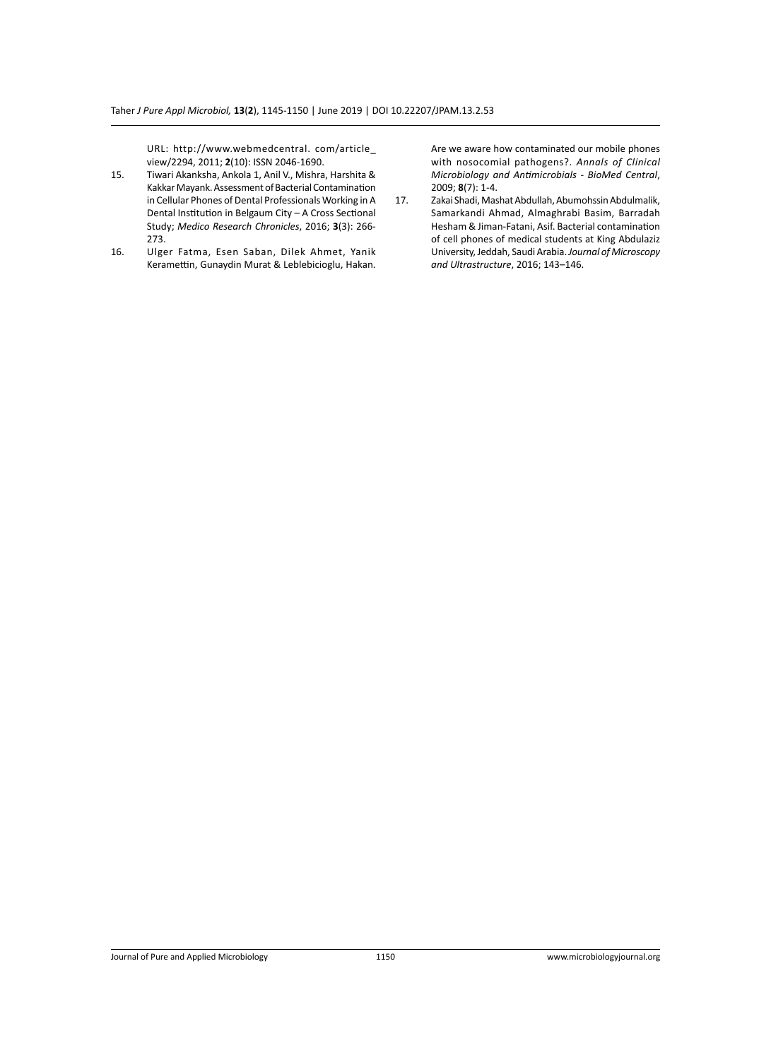URL: http://www.webmedcentral. com/article_view/2294, 2011; **2**(10): ISSN 2046-1690.

15. Tiwari Akanksha, Ankola 1, Anil V., Mishra, Harshita & Kakkar Mayank. Assessment of Bacterial Contamination in Cellular Phones of Dental Professionals Working in A Dental Institution in Belgaum City – A Cross Sectional Study; *Medico Research Chronicles*, 2016; **3**(3): 266-273.
16. Ulger Fatma, Esen Saban, Dilek Ahmet, Yanik Kerametin, Gunaydin Murat & Leblebicioglu, Hakan. Are we aware how contaminated our mobile phones with nosocomial pathogens?. *Annals of Clinical Microbiology and Antimicrobials - BioMed Central*, 2009; **8**(7): 1-4.
17. Zakai Shadi, Mashat Abdullah, Abumohssin Abdulmalik, Samarkandi Ahmad, Almaghrabi Basim, Barradah Hesham & Jiman-Fatani, Asif. Bacterial contamination of cell phones of medical students at King Abdulaziz University, Jeddah, Saudi Arabia. *Journal of Microscopy and Ultrastructure*, 2016; 143–146.